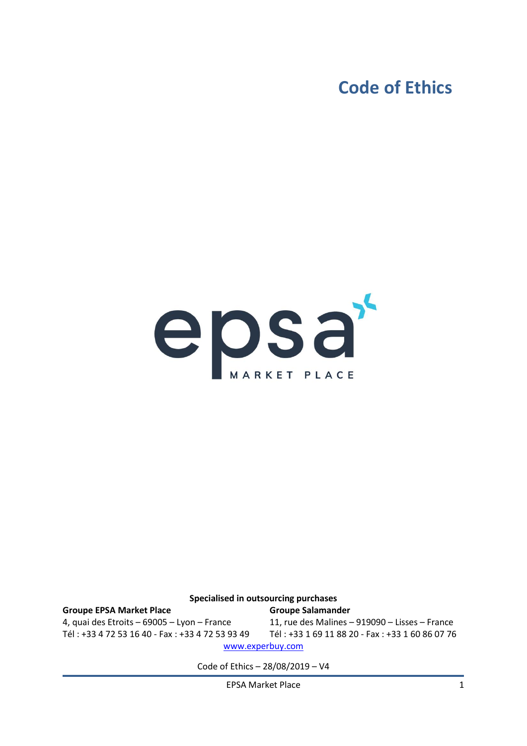# Code of Ethics

epsa MARKET PLACE

**Specialised in outsourcing purchases**

**Groupe EPSA Market Place**
4, quai des Etroits – 69005 – Lyon – France
Tél : +33 4 72 53 16 40 - Fax : +33 4 72 53 93 49

**Groupe Salamander**
11, rue des Malines – 919090 – Lisses – France
Tél : +33 1 69 11 88 20 - Fax : +33 1 60 86 07 76

www.experbuy.com

Code of Ethics – 28/08/2019 – V4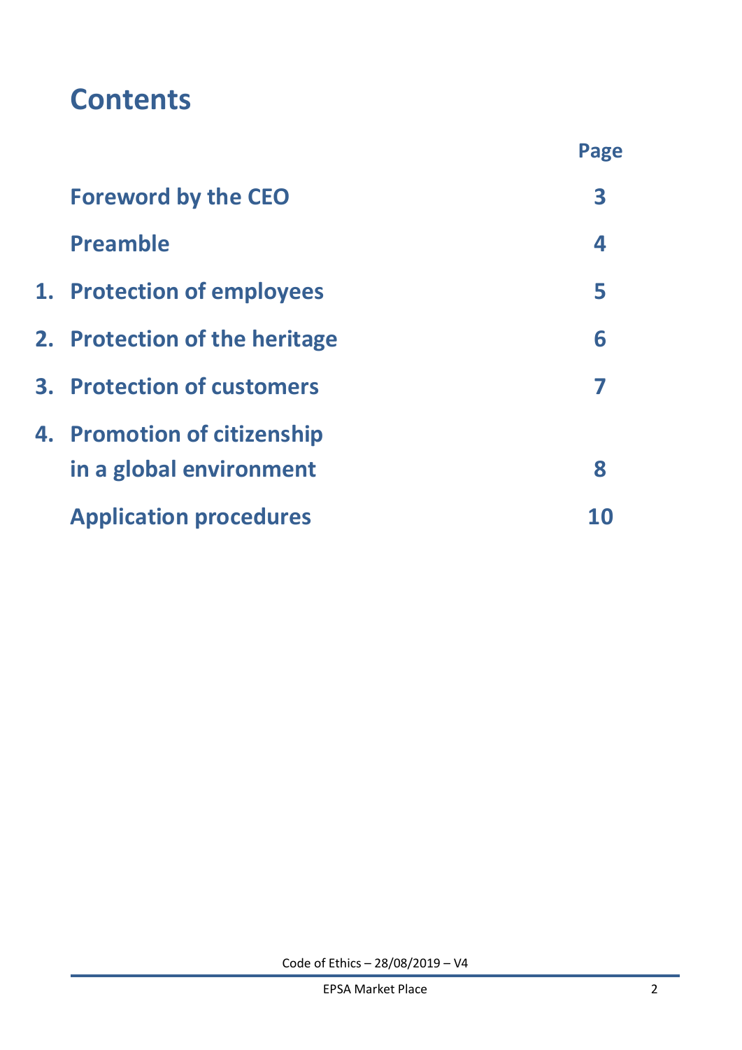# Contents

| | | Page |
|---|---|---|
| | Foreword by the CEO | 3 |
| | Preamble | 4 |
| 1. | Protection of employees | 5 |
| 2. | Protection of the heritage | 6 |
| 3. | Protection of customers | 7 |
| 4. | Promotion of citizenship in a global environment | 8 |
| | Application procedures | 10 |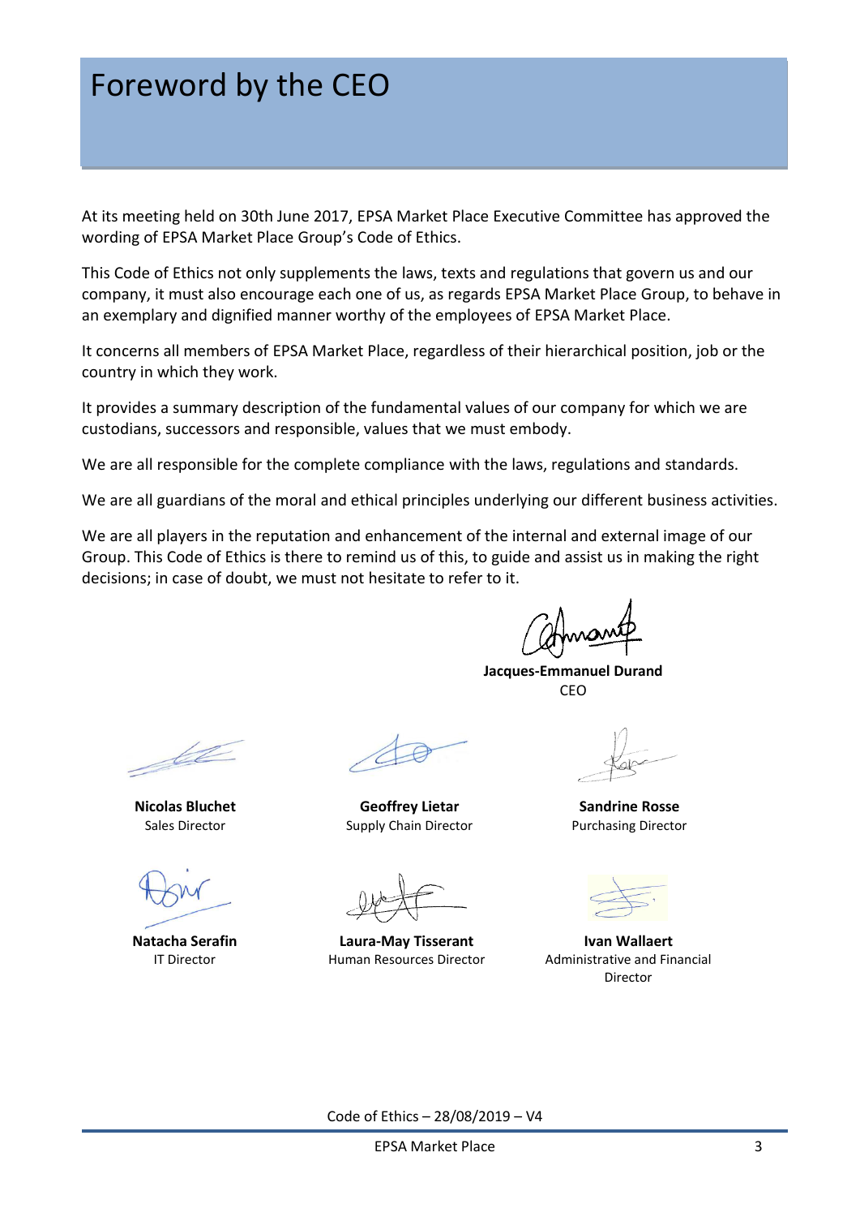# Foreword by the CEO

At its meeting held on 30th June 2017, EPSA Market Place Executive Committee has approved the wording of EPSA Market Place Group's Code of Ethics.

This Code of Ethics not only supplements the laws, texts and regulations that govern us and our company, it must also encourage each one of us, as regards EPSA Market Place Group, to behave in an exemplary and dignified manner worthy of the employees of EPSA Market Place.

It concerns all members of EPSA Market Place, regardless of their hierarchical position, job or the country in which they work.

It provides a summary description of the fundamental values of our company for which we are custodians, successors and responsible, values that we must embody.

We are all responsible for the complete compliance with the laws, regulations and standards.

We are all guardians of the moral and ethical principles underlying our different business activities.

We are all players in the reputation and enhancement of the internal and external image of our Group. This Code of Ethics is there to remind us of this, to guide and assist us in making the right decisions; in case of doubt, we must not hesitate to refer to it.

**Jacques-Emmanuel Durand**
CEO

**Nicolas Bluchet**
Sales Director

**Geoffrey Lietar**
Supply Chain Director

**Sandrine Rosse**
Purchasing Director

**Natacha Serafin**
IT Director

**Laura-May Tisserant**
Human Resources Director

**Ivan Wallaert**
Administrative and Financial Director

Code of Ethics – 28/08/2019 – V4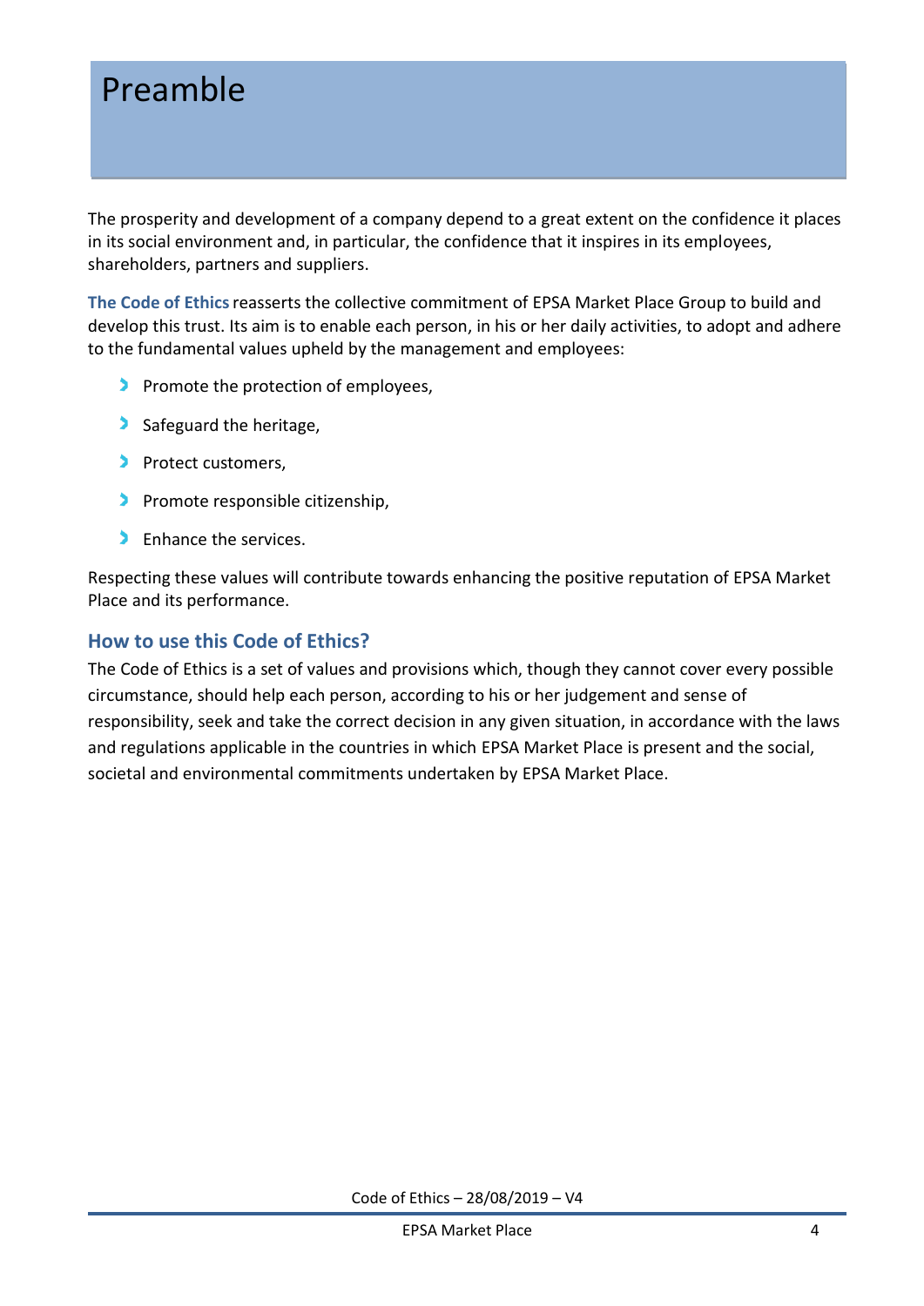# Preamble

The prosperity and development of a company depend to a great extent on the confidence it places in its social environment and, in particular, the confidence that it inspires in its employees, shareholders, partners and suppliers.

**The Code of Ethics** reasserts the collective commitment of EPSA Market Place Group to build and develop this trust. Its aim is to enable each person, in his or her daily activities, to adopt and adhere to the fundamental values upheld by the management and employees:

- Promote the protection of employees,
- Safeguard the heritage,
- Protect customers,
- Promote responsible citizenship,
- Enhance the services.

Respecting these values will contribute towards enhancing the positive reputation of EPSA Market Place and its performance.

## How to use this Code of Ethics?

The Code of Ethics is a set of values and provisions which, though they cannot cover every possible circumstance, should help each person, according to his or her judgement and sense of responsibility, seek and take the correct decision in any given situation, in accordance with the laws and regulations applicable in the countries in which EPSA Market Place is present and the social, societal and environmental commitments undertaken by EPSA Market Place.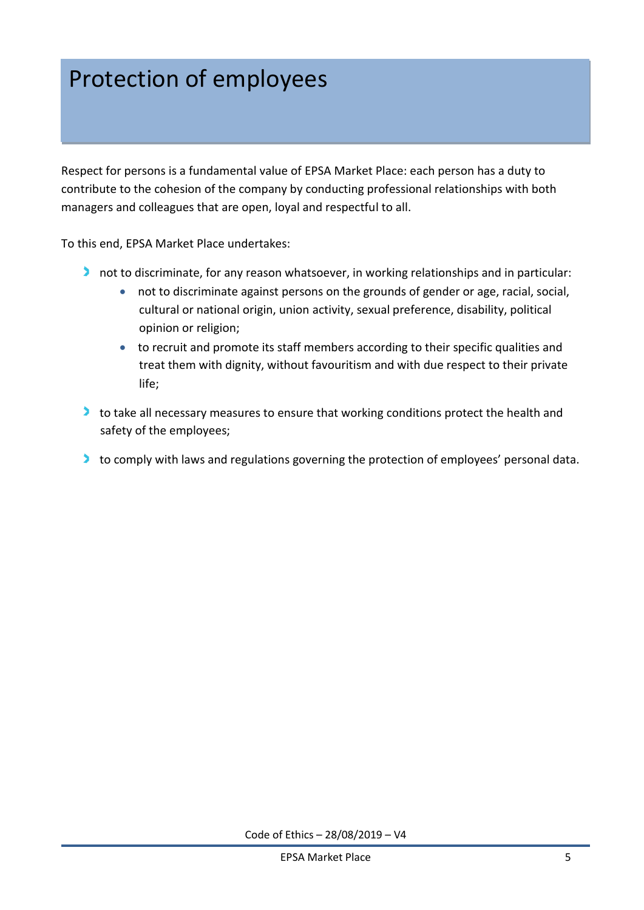# Protection of employees

Respect for persons is a fundamental value of EPSA Market Place: each person has a duty to contribute to the cohesion of the company by conducting professional relationships with both managers and colleagues that are open, loyal and respectful to all.

To this end, EPSA Market Place undertakes:

- not to discriminate, for any reason whatsoever, in working relationships and in particular:
  - not to discriminate against persons on the grounds of gender or age, racial, social, cultural or national origin, union activity, sexual preference, disability, political opinion or religion;
  - to recruit and promote its staff members according to their specific qualities and treat them with dignity, without favouritism and with due respect to their private life;
- to take all necessary measures to ensure that working conditions protect the health and safety of the employees;
- to comply with laws and regulations governing the protection of employees' personal data.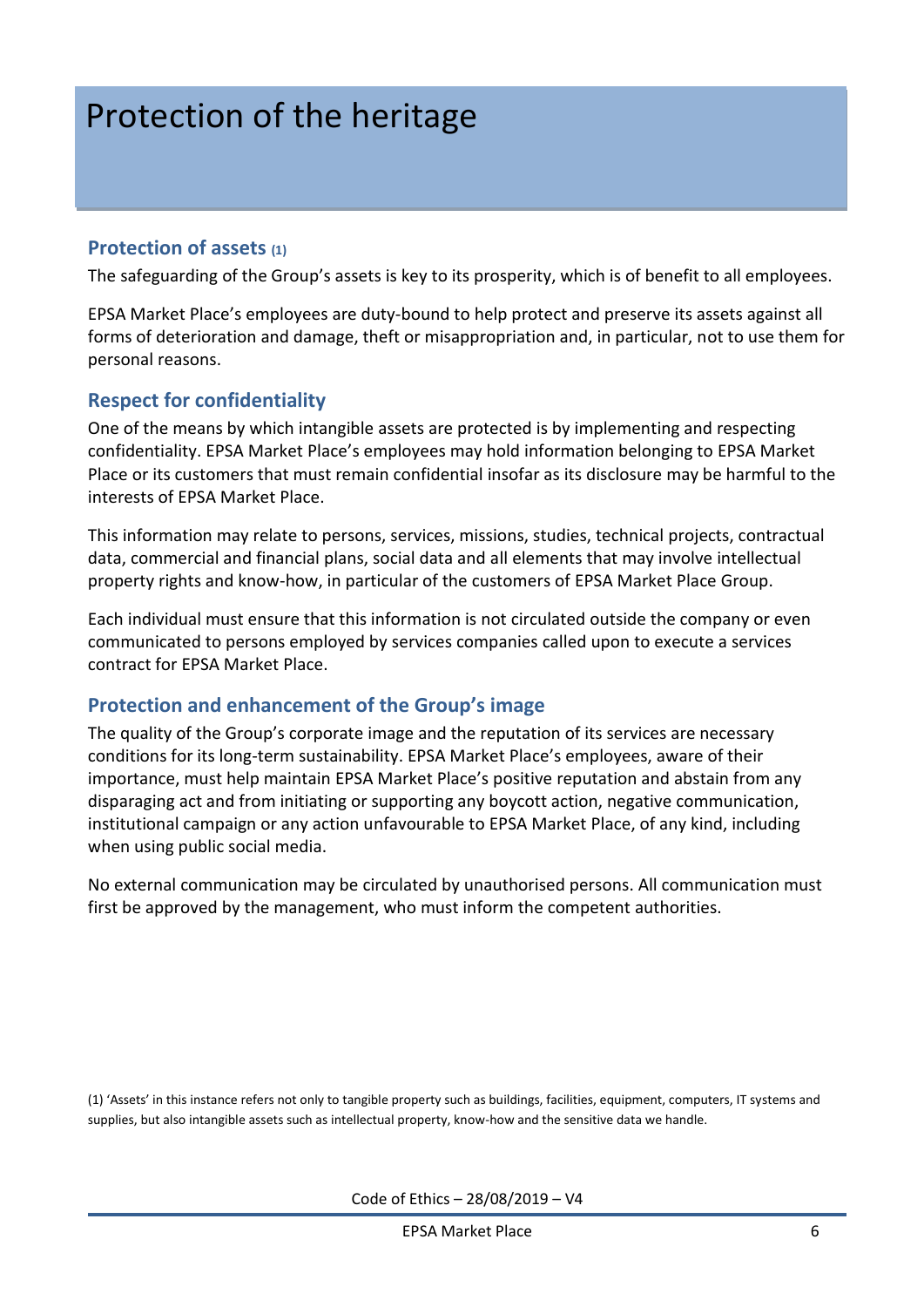# Protection of the heritage

## Protection of assets [1]

The safeguarding of the Group's assets is key to its prosperity, which is of benefit to all employees.

EPSA Market Place's employees are duty-bound to help protect and preserve its assets against all forms of deterioration and damage, theft or misappropriation and, in particular, not to use them for personal reasons.

## Respect for confidentiality

One of the means by which intangible assets are protected is by implementing and respecting confidentiality. EPSA Market Place's employees may hold information belonging to EPSA Market Place or its customers that must remain confidential insofar as its disclosure may be harmful to the interests of EPSA Market Place.

This information may relate to persons, services, missions, studies, technical projects, contractual data, commercial and financial plans, social data and all elements that may involve intellectual property rights and know-how, in particular of the customers of EPSA Market Place Group.

Each individual must ensure that this information is not circulated outside the company or even communicated to persons employed by services companies called upon to execute a services contract for EPSA Market Place.

## Protection and enhancement of the Group's image

The quality of the Group's corporate image and the reputation of its services are necessary conditions for its long-term sustainability. EPSA Market Place's employees, aware of their importance, must help maintain EPSA Market Place's positive reputation and abstain from any disparaging act and from initiating or supporting any boycott action, negative communication, institutional campaign or any action unfavourable to EPSA Market Place, of any kind, including when using public social media.

No external communication may be circulated by unauthorised persons. All communication must first be approved by the management, who must inform the competent authorities.

(1) 'Assets' in this instance refers not only to tangible property such as buildings, facilities, equipment, computers, IT systems and supplies, but also intangible assets such as intellectual property, know-how and the sensitive data we handle.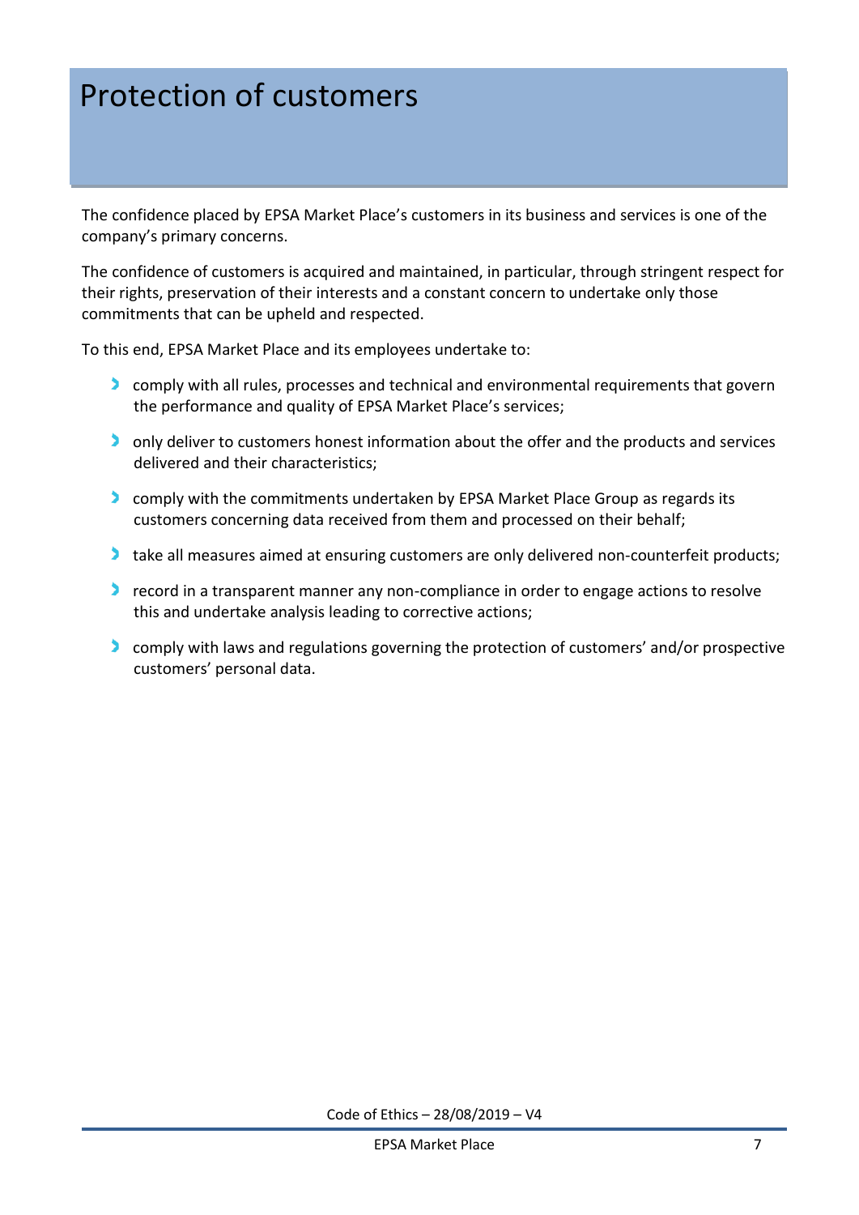# Protection of customers

The confidence placed by EPSA Market Place's customers in its business and services is one of the company's primary concerns.

The confidence of customers is acquired and maintained, in particular, through stringent respect for their rights, preservation of their interests and a constant concern to undertake only those commitments that can be upheld and respected.

To this end, EPSA Market Place and its employees undertake to:

- comply with all rules, processes and technical and environmental requirements that govern the performance and quality of EPSA Market Place's services;
- only deliver to customers honest information about the offer and the products and services delivered and their characteristics;
- comply with the commitments undertaken by EPSA Market Place Group as regards its customers concerning data received from them and processed on their behalf;
- take all measures aimed at ensuring customers are only delivered non-counterfeit products;
- record in a transparent manner any non-compliance in order to engage actions to resolve this and undertake analysis leading to corrective actions;
- comply with laws and regulations governing the protection of customers' and/or prospective customers' personal data.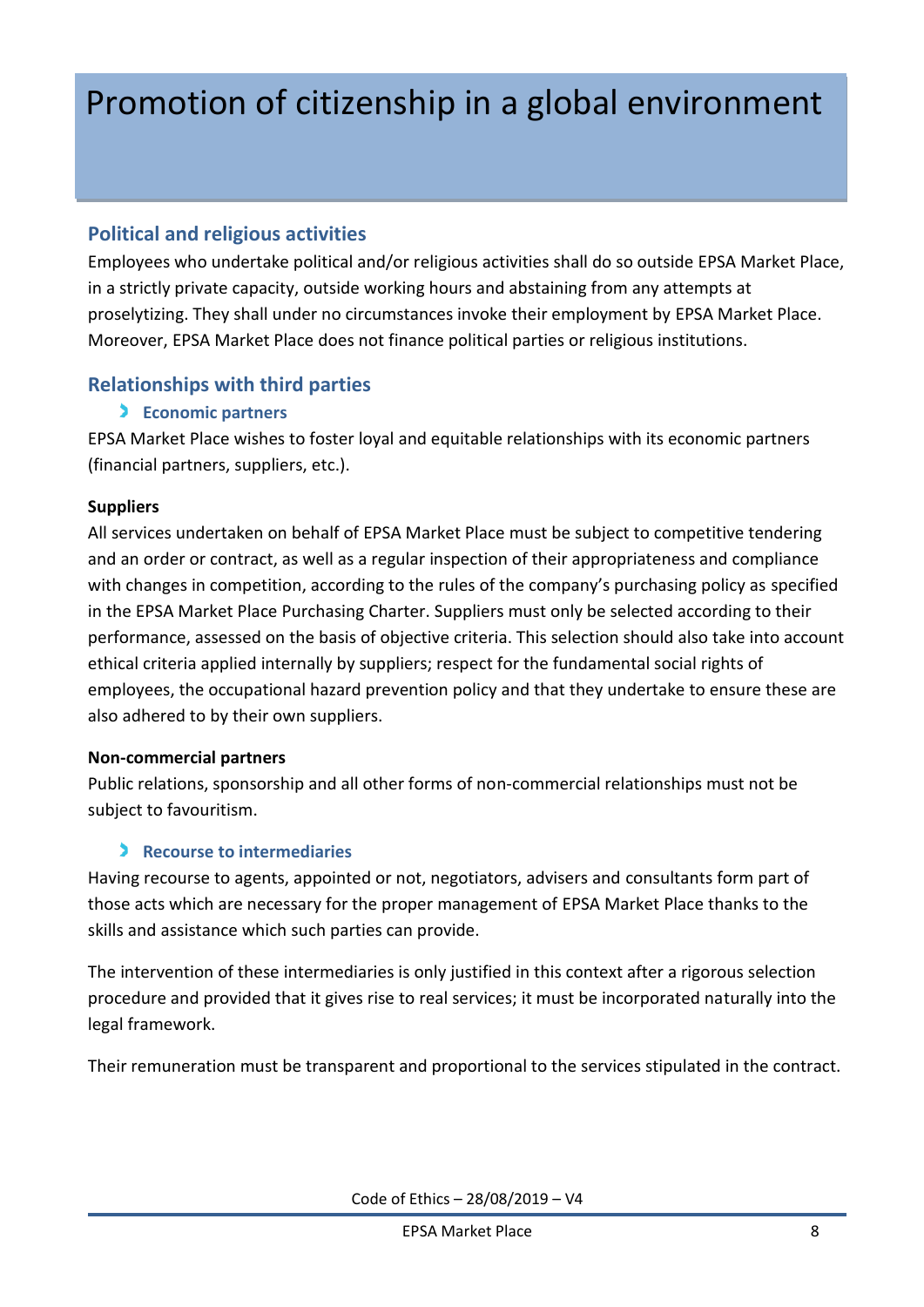# Promotion of citizenship in a global environment

## Political and religious activities

Employees who undertake political and/or religious activities shall do so outside EPSA Market Place, in a strictly private capacity, outside working hours and abstaining from any attempts at proselytizing. They shall under no circumstances invoke their employment by EPSA Market Place. Moreover, EPSA Market Place does not finance political parties or religious institutions.

## Relationships with third parties

### Economic partners

EPSA Market Place wishes to foster loyal and equitable relationships with its economic partners (financial partners, suppliers, etc.).

**Suppliers**

All services undertaken on behalf of EPSA Market Place must be subject to competitive tendering and an order or contract, as well as a regular inspection of their appropriateness and compliance with changes in competition, according to the rules of the company's purchasing policy as specified in the EPSA Market Place Purchasing Charter. Suppliers must only be selected according to their performance, assessed on the basis of objective criteria. This selection should also take into account ethical criteria applied internally by suppliers; respect for the fundamental social rights of employees, the occupational hazard prevention policy and that they undertake to ensure these are also adhered to by their own suppliers.

**Non-commercial partners**

Public relations, sponsorship and all other forms of non-commercial relationships must not be subject to favouritism.

### Recourse to intermediaries

Having recourse to agents, appointed or not, negotiators, advisers and consultants form part of those acts which are necessary for the proper management of EPSA Market Place thanks to the skills and assistance which such parties can provide.

The intervention of these intermediaries is only justified in this context after a rigorous selection procedure and provided that it gives rise to real services; it must be incorporated naturally into the legal framework.

Their remuneration must be transparent and proportional to the services stipulated in the contract.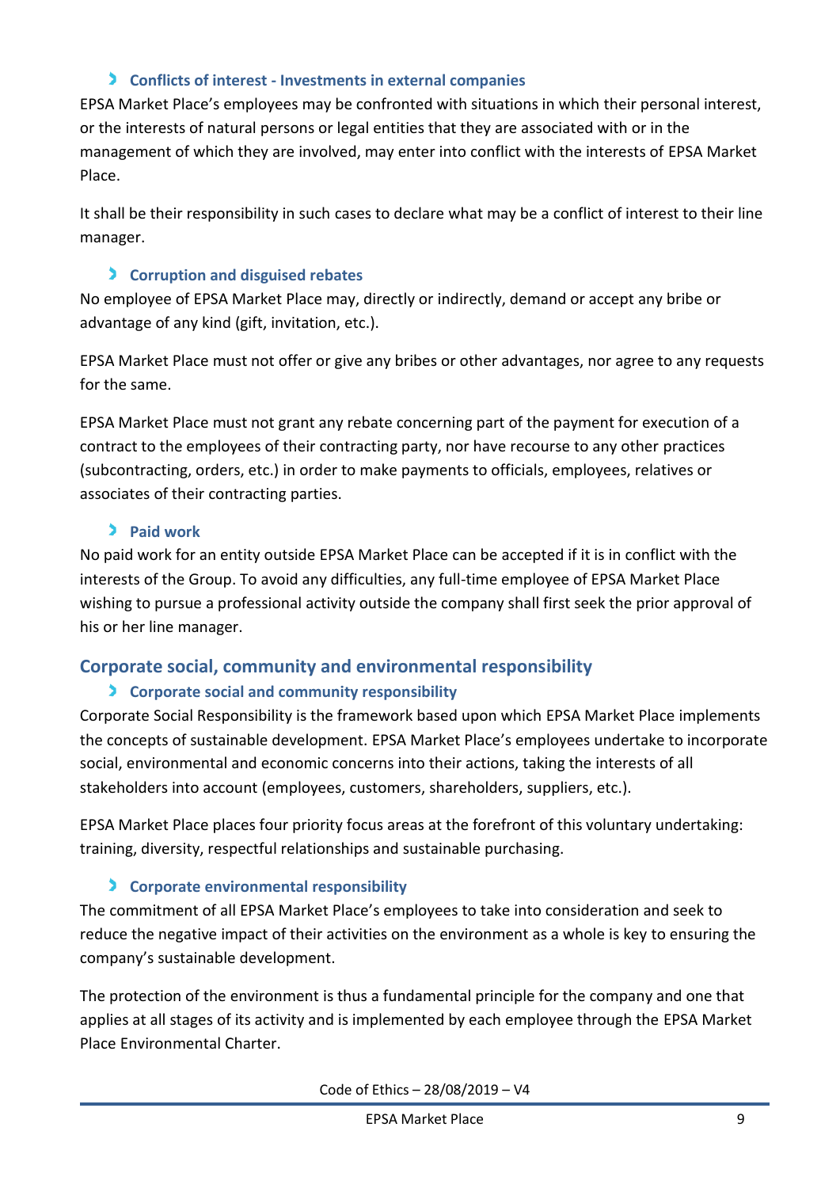### Conflicts of interest - Investments in external companies

EPSA Market Place's employees may be confronted with situations in which their personal interest, or the interests of natural persons or legal entities that they are associated with or in the management of which they are involved, may enter into conflict with the interests of EPSA Market Place.

It shall be their responsibility in such cases to declare what may be a conflict of interest to their line manager.

### Corruption and disguised rebates

No employee of EPSA Market Place may, directly or indirectly, demand or accept any bribe or advantage of any kind (gift, invitation, etc.).

EPSA Market Place must not offer or give any bribes or other advantages, nor agree to any requests for the same.

EPSA Market Place must not grant any rebate concerning part of the payment for execution of a contract to the employees of their contracting party, nor have recourse to any other practices (subcontracting, orders, etc.) in order to make payments to officials, employees, relatives or associates of their contracting parties.

### Paid work

No paid work for an entity outside EPSA Market Place can be accepted if it is in conflict with the interests of the Group. To avoid any difficulties, any full-time employee of EPSA Market Place wishing to pursue a professional activity outside the company shall first seek the prior approval of his or her line manager.

## Corporate social, community and environmental responsibility

### Corporate social and community responsibility

Corporate Social Responsibility is the framework based upon which EPSA Market Place implements the concepts of sustainable development. EPSA Market Place's employees undertake to incorporate social, environmental and economic concerns into their actions, taking the interests of all stakeholders into account (employees, customers, shareholders, suppliers, etc.).

EPSA Market Place places four priority focus areas at the forefront of this voluntary undertaking: training, diversity, respectful relationships and sustainable purchasing.

### Corporate environmental responsibility

The commitment of all EPSA Market Place's employees to take into consideration and seek to reduce the negative impact of their activities on the environment as a whole is key to ensuring the company's sustainable development.

The protection of the environment is thus a fundamental principle for the company and one that applies at all stages of its activity and is implemented by each employee through the EPSA Market Place Environmental Charter.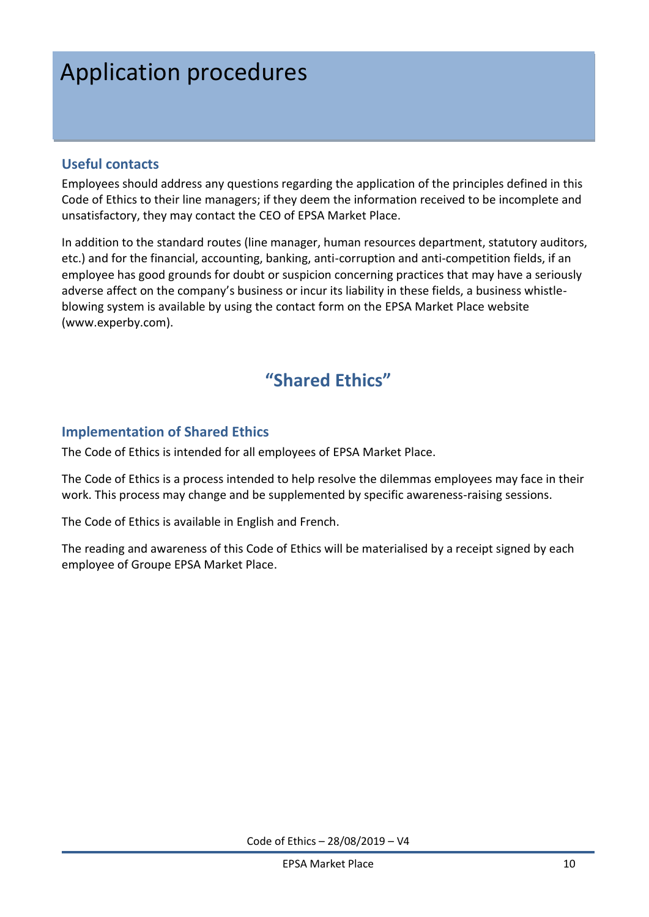# Application procedures

## Useful contacts

Employees should address any questions regarding the application of the principles defined in this Code of Ethics to their line managers; if they deem the information received to be incomplete and unsatisfactory, they may contact the CEO of EPSA Market Place.

In addition to the standard routes (line manager, human resources department, statutory auditors, etc.) and for the financial, accounting, banking, anti-corruption and anti-competition fields, if an employee has good grounds for doubt or suspicion concerning practices that may have a seriously adverse affect on the company's business or incur its liability in these fields, a business whistle-blowing system is available by using the contact form on the EPSA Market Place website (www.experby.com).

## "Shared Ethics"

### Implementation of Shared Ethics

The Code of Ethics is intended for all employees of EPSA Market Place.

The Code of Ethics is a process intended to help resolve the dilemmas employees may face in their work. This process may change and be supplemented by specific awareness-raising sessions.

The Code of Ethics is available in English and French.

The reading and awareness of this Code of Ethics will be materialised by a receipt signed by each employee of Groupe EPSA Market Place.